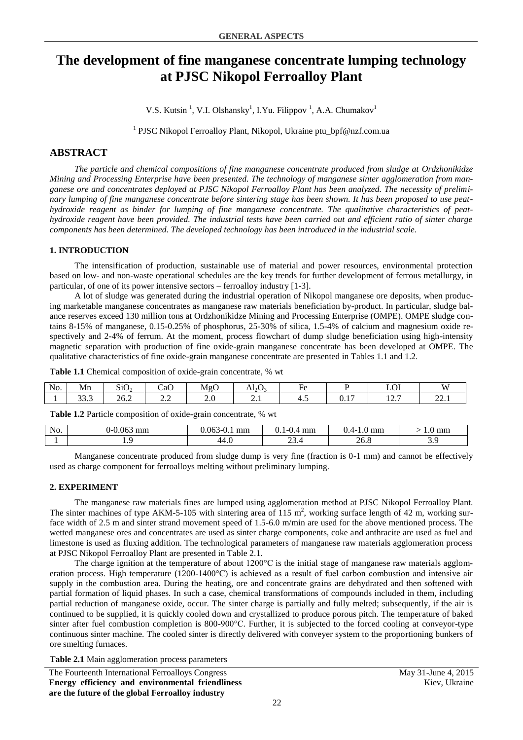# The development of fine manganese concentrate lumping technology at PJSC Nikopol Ferroalloy Plant

V.S. Kutsin [1], V.I. Olshansky[1], I.Yu. Filippov [1], A.A. Chumakov[1]

[1] PJSC Nikopol Ferroalloy Plant, Nikopol, Ukraine ptu_bpf@nzf.com.ua

## ABSTRACT

*The particle and chemical compositions of fine manganese concentrate produced from sludge at Ordzhonikidze Mining and Processing Enterprise have been presented. The technology of manganese sinter agglomeration from manganese ore and concentrates deployed at PJSC Nikopol Ferroalloy Plant has been analyzed. The necessity of preliminary lumping of fine manganese concentrate before sintering stage has been shown. It has been proposed to use peat-hydroxide reagent as binder for lumping of fine manganese concentrate. The qualitative characteristics of peat-hydroxide reagent have been provided. The industrial tests have been carried out and efficient ratio of sinter charge components has been determined. The developed technology has been introduced in the industrial scale.*

### 1. INTRODUCTION

The intensification of production, sustainable use of material and power resources, environmental protection based on low- and non-waste operational schedules are the key trends for further development of ferrous metallurgy, in particular, of one of its power intensive sectors – ferroalloy industry [1-3].

A lot of sludge was generated during the industrial operation of Nikopol manganese ore deposits, when producing marketable manganese concentrates as manganese raw materials beneficiation by-product. In particular, sludge balance reserves exceed 130 million tons at Ordzhonikidze Mining and Processing Enterprise (OMPE). OMPE sludge contains 8-15% of manganese, 0.15-0.25% of phosphorus, 25-30% of silica, 1.5-4% of calcium and magnesium oxide respectively and 2-4% of ferrum. At the moment, process flowchart of dump sludge beneficiation using high-intensity magnetic separation with production of fine oxide-grain manganese concentrate has been developed at OMPE. The qualitative characteristics of fine oxide-grain manganese concentrate are presented in Tables 1.1 and 1.2.

**Table 1.1** Chemical composition of oxide-grain concentrate, % wt

| No. | Mn | $SiO_2$ | CaO | MgO | $Al_2O_3$ | Fe | P | LOI | W |
|---|---|---|---|---|---|---|---|---|---|
| 1 | 33.3 | 26.2 | 2.2 | 2.0 | 2.1 | 4.5 | 0.17 | 12.7 | 22.1 |

**Table 1.2** Particle composition of oxide-grain concentrate, % wt

| No. | 0-0.063 mm | 0.063-0.1 mm | 0.1-0.4 mm | 0.4-1.0 mm | > 1.0 mm |
|---|---|---|---|---|---|
| 1 | 1.9 | 44.0 | 23.4 | 26.8 | 3.9 |

Manganese concentrate produced from sludge dump is very fine (fraction is 0-1 mm) and cannot be effectively used as charge component for ferroalloys melting without preliminary lumping.

### 2. EXPERIMENT

The manganese raw materials fines are lumped using agglomeration method at PJSC Nikopol Ferroalloy Plant. The sinter machines of type AKM-5-105 with sintering area of 115 m$^2$, working surface length of 42 m, working surface width of 2.5 m and sinter strand movement speed of 1.5-6.0 m/min are used for the above mentioned process. The wetted manganese ores and concentrates are used as sinter charge components, coke and anthracite are used as fuel and limestone is used as fluxing addition. The technological parameters of manganese raw materials agglomeration process at PJSC Nikopol Ferroalloy Plant are presented in Table 2.1.

The charge ignition at the temperature of about 1200°C is the initial stage of manganese raw materials agglomeration process. High temperature (1200-1400°C) is achieved as a result of fuel carbon combustion and intensive air supply in the combustion area. During the heating, ore and concentrate grains are dehydrated and then softened with partial formation of liquid phases. In such a case, chemical transformations of compounds included in them, including partial reduction of manganese oxide, occur. The sinter charge is partially and fully melted; subsequently, if the air is continued to be supplied, it is quickly cooled down and crystallized to produce porous pitch. The temperature of baked sinter after fuel combustion completion is 800-900°C. Further, it is subjected to the forced cooling at conveyor-type continuous sinter machine. The cooled sinter is directly delivered with conveyer system to the proportioning bunkers of ore smelting furnaces.

**Table 2.1** Main agglomeration process parameters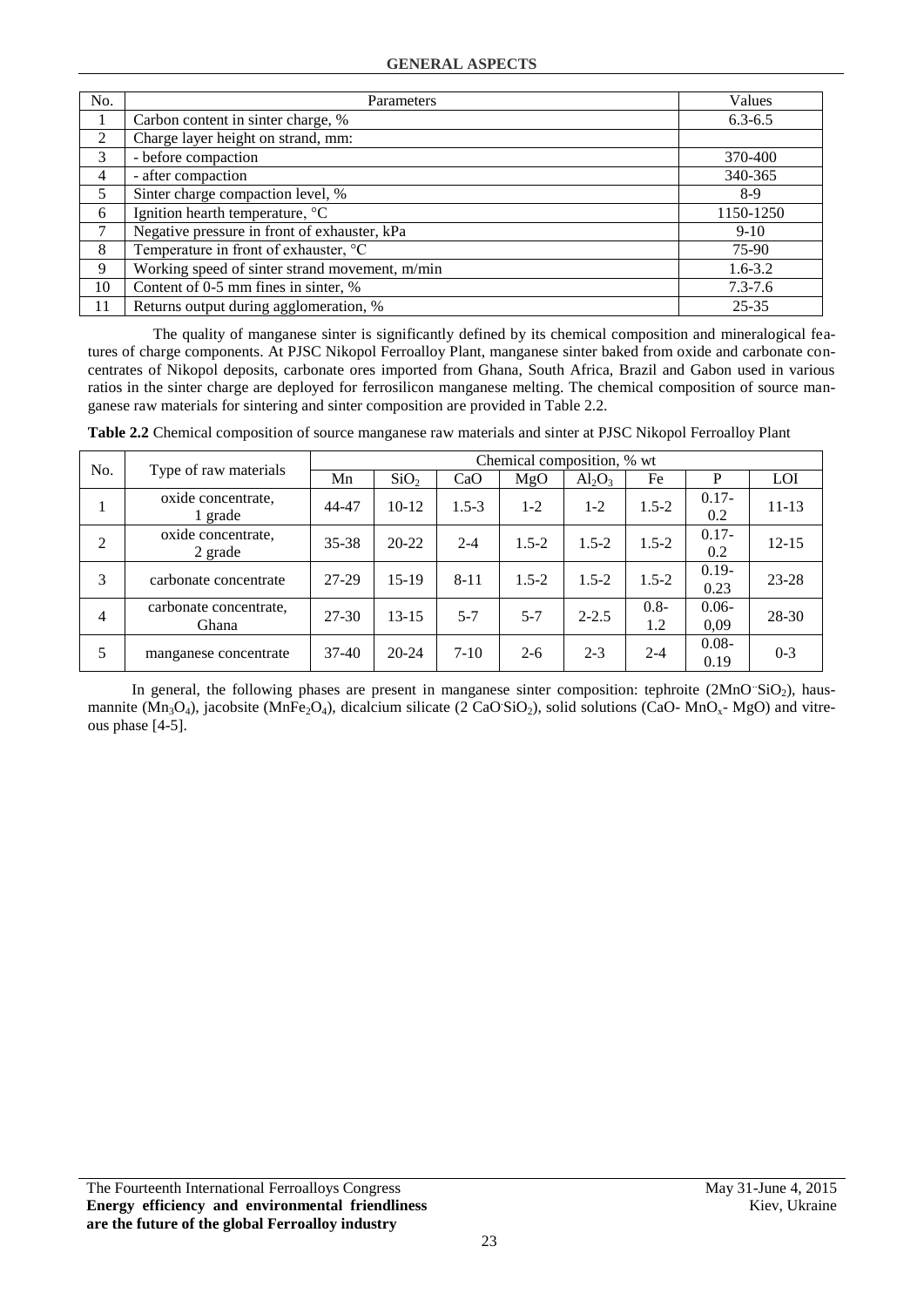| No. | Parameters | Values |
|---|---|---|
| 1 | Carbon content in sinter charge, % | 6.3-6.5 |
| 2 | Charge layer height on strand, mm: | |
| 3 | - before compaction | 370-400 |
| 4 | - after compaction | 340-365 |
| 5 | Sinter charge compaction level, % | 8-9 |
| 6 | Ignition hearth temperature, °C | 1150-1250 |
| 7 | Negative pressure in front of exhauster, kPa | 9-10 |
| 8 | Temperature in front of exhauster, °C | 75-90 |
| 9 | Working speed of sinter strand movement, m/min | 1.6-3.2 |
| 10 | Content of 0-5 mm fines in sinter, % | 7.3-7.6 |
| 11 | Returns output during agglomeration, % | 25-35 |

The quality of manganese sinter is significantly defined by its chemical composition and mineralogical features of charge components. At PJSC Nikopol Ferroalloy Plant, manganese sinter baked from oxide and carbonate concentrates of Nikopol deposits, carbonate ores imported from Ghana, South Africa, Brazil and Gabon used in various ratios in the sinter charge are deployed for ferrosilicon manganese melting. The chemical composition of source manganese raw materials for sintering and sinter composition are provided in Table 2.2.

**Table 2.2** Chemical composition of source manganese raw materials and sinter at PJSC Nikopol Ferroalloy Plant

| No. | Type of raw materials | Chemical composition, % wt | | | | | | | |
|---|---|---|---|---|---|---|---|---|---|
| | | Mn | $SiO_2$ | CaO | MgO | $Al_2O_3$ | Fe | P | LOI |
| 1 | oxide concentrate, 1 grade | 44-47 | 10-12 | 1.5-3 | 1-2 | 1-2 | 1.5-2 | 0.17-0.2 | 11-13 |
| 2 | oxide concentrate, 2 grade | 35-38 | 20-22 | 2-4 | 1.5-2 | 1.5-2 | 1.5-2 | 0.17-0.2 | 12-15 |
| 3 | carbonate concentrate | 27-29 | 15-19 | 8-11 | 1.5-2 | 1.5-2 | 1.5-2 | 0.19-0.23 | 23-28 |
| 4 | carbonate concentrate, Ghana | 27-30 | 13-15 | 5-7 | 5-7 | 2-2.5 | 0.8-1.2 | 0.06-0,09 | 28-30 |
| 5 | manganese concentrate | 37-40 | 20-24 | 7-10 | 2-6 | 2-3 | 2-4 | 0.08-0.19 | 0-3 |

In general, the following phases are present in manganese sinter composition: tephroite ($2MnO \cdot SiO_2$), hausmannite ($Mn_3O_4$), jacobsite ($MnFe_2O_4$), dicalcium silicate ($2\,CaO \cdot SiO_2$), solid solutions (CaO- $MnO_x$- MgO) and vitreous phase [4-5].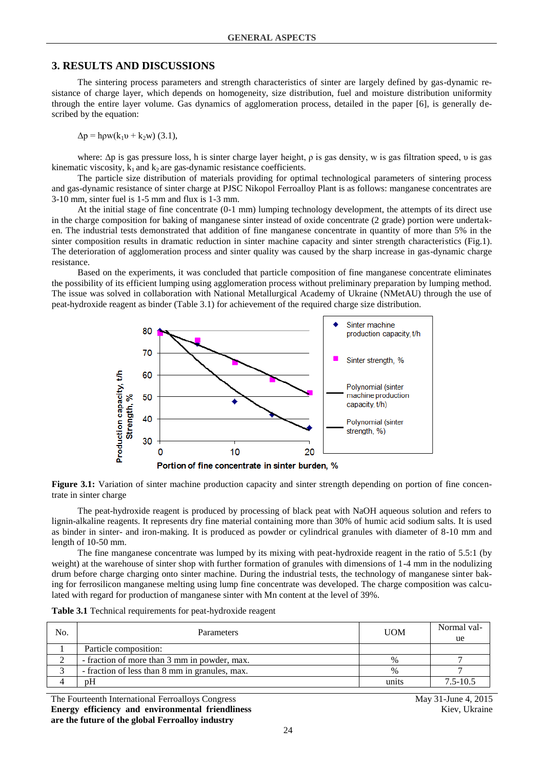## 3. RESULTS AND DISCUSSIONS

The sintering process parameters and strength characteristics of sinter are largely defined by gas-dynamic resistance of charge layer, which depends on homogeneity, size distribution, fuel and moisture distribution uniformity through the entire layer volume. Gas dynamics of agglomeration process, detailed in the paper [6], is generally described by the equation:

$$\Delta p = h\rho w(k_1\upsilon + k_2 w) \quad (3.1),$$

where: $\Delta p$ is gas pressure loss, h is sinter charge layer height, $\rho$ is gas density, w is gas filtration speed, $\upsilon$ is gas kinematic viscosity, $k_1$ and $k_2$ are gas-dynamic resistance coefficients.

The particle size distribution of materials providing for optimal technological parameters of sintering process and gas-dynamic resistance of sinter charge at PJSC Nikopol Ferroalloy Plant is as follows: manganese concentrates are 3-10 mm, sinter fuel is 1-5 mm and flux is 1-3 mm.

At the initial stage of fine concentrate (0-1 mm) lumping technology development, the attempts of its direct use in the charge composition for baking of manganese sinter instead of oxide concentrate (2 grade) portion were undertaken. The industrial tests demonstrated that addition of fine manganese concentrate in quantity of more than 5% in the sinter composition results in dramatic reduction in sinter machine capacity and sinter strength characteristics (Fig.1). The deterioration of agglomeration process and sinter quality was caused by the sharp increase in gas-dynamic charge resistance.

Based on the experiments, it was concluded that particle composition of fine manganese concentrate eliminates the possibility of its efficient lumping using agglomeration process without preliminary preparation by lumping method. The issue was solved in collaboration with National Metallurgical Academy of Ukraine (NMetAU) through the use of peat-hydroxide reagent as binder (Table 3.1) for achievement of the required charge size distribution.

**Figure 3.1:** Variation of sinter machine production capacity and sinter strength depending on portion of fine concentrate in sinter charge

The peat-hydroxide reagent is produced by processing of black peat with NaOH aqueous solution and refers to lignin-alkaline reagents. It represents dry fine material containing more than 30% of humic acid sodium salts. It is used as binder in sinter- and iron-making. It is produced as powder or cylindrical granules with diameter of 8-10 mm and length of 10-50 mm.

The fine manganese concentrate was lumped by its mixing with peat-hydroxide reagent in the ratio of 5.5:1 (by weight) at the warehouse of sinter shop with further formation of granules with dimensions of 1-4 mm in the nodulizing drum before charge charging onto sinter machine. During the industrial tests, the technology of manganese sinter baking for ferrosilicon manganese melting using lump fine concentrate was developed. The charge composition was calculated with regard for production of manganese sinter with Mn content at the level of 39%.

**Table 3.1** Technical requirements for peat-hydroxide reagent

| No. | Parameters | UOM | Normal value |
|---|---|---|---|
| 1 | Particle composition: | | |
| 2 | - fraction of more than 3 mm in powder, max. | % | 7 |
| 3 | - fraction of less than 8 mm in granules, max. | % | 7 |
| 4 | pH | units | 7.5-10.5 |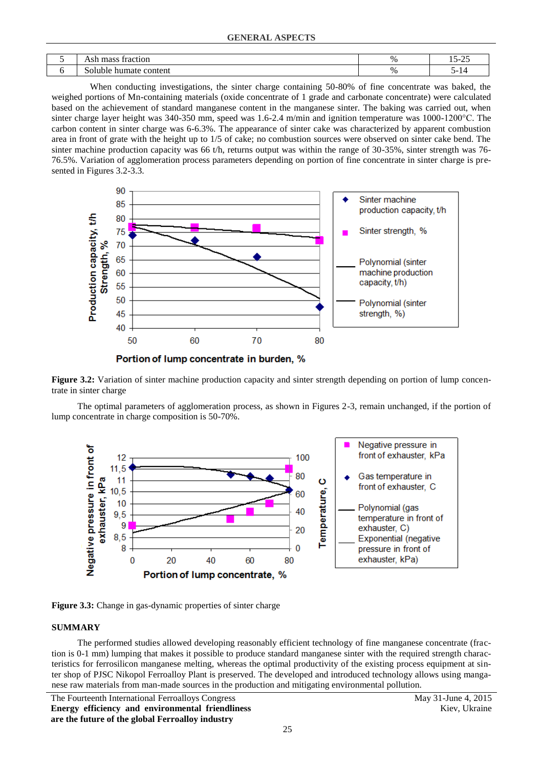| 5 | Ash mass fraction | % | 15-25 |
|---|---|---|---|
| 6 | Soluble humate content | % | 5-14 |

When conducting investigations, the sinter charge containing 50-80% of fine concentrate was baked, the weighed portions of Mn-containing materials (oxide concentrate of 1 grade and carbonate concentrate) were calculated based on the achievement of standard manganese content in the manganese sinter. The baking was carried out, when sinter charge layer height was 340-350 mm, speed was 1.6-2.4 m/min and ignition temperature was 1000-1200°C. The carbon content in sinter charge was 6-6.3%. The appearance of sinter cake was characterized by apparent combustion area in front of grate with the height up to 1/5 of cake; no combustion sources were observed on sinter cake bend. The sinter machine production capacity was 66 t/h, returns output was within the range of 30-35%, sinter strength was 76-76.5%. Variation of agglomeration process parameters depending on portion of fine concentrate in sinter charge is presented in Figures 3.2-3.3.

**Figure 3.2:** Variation of sinter machine production capacity and sinter strength depending on portion of lump concentrate in sinter charge

The optimal parameters of agglomeration process, as shown in Figures 2-3, remain unchanged, if the portion of lump concentrate in charge composition is 50-70%.

**Figure 3.3:** Change in gas-dynamic properties of sinter charge

## SUMMARY

The performed studies allowed developing reasonably efficient technology of fine manganese concentrate (fraction is 0-1 mm) lumping that makes it possible to produce standard manganese sinter with the required strength characteristics for ferrosilicon manganese melting, whereas the optimal productivity of the existing sintering process equipment at sinter shop of PJSC Nikopol Ferroalloy Plant is preserved. The developed and introduced technology allows using manganese raw materials from man-made sources in the production and mitigating environmental pollution.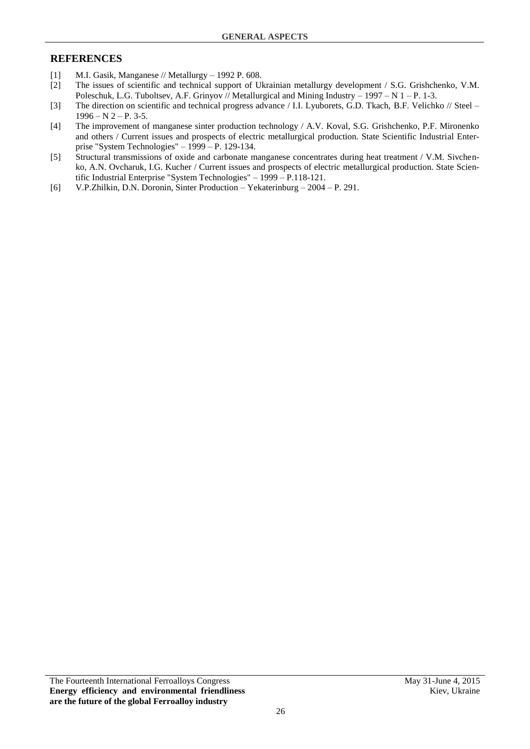## REFERENCES

[1] M.I. Gasik, Manganese // Metallurgy – 1992 P. 608.

[2] The issues of scientific and technical support of Ukrainian metallurgy development / S.G. Grishchenko, V.M. Poleschuk, L.G. Tuboltsev, A.F. Grinyov // Metallurgical and Mining Industry – 1997 – N 1 – P. 1-3.

[3] The direction on scientific and technical progress advance / I.I. Lyuborets, G.D. Tkach, B.F. Velichko // Steel – 1996 – N 2 – P. 3-5.

[4] The improvement of manganese sinter production technology / A.V. Koval, S.G. Grishchenko, P.F. Mironenko and others / Current issues and prospects of electric metallurgical production. State Scientific Industrial Enterprise "System Technologies" – 1999 – P. 129-134.

[5] Structural transmissions of oxide and carbonate manganese concentrates during heat treatment / V.M. Sivchenko, A.N. Ovcharuk, I.G. Kucher / Current issues and prospects of electric metallurgical production. State Scientific Industrial Enterprise "System Technologies" – 1999 – P.118-121.

[6] V.P.Zhilkin, D.N. Doronin, Sinter Production – Yekaterinburg – 2004 – P. 291.